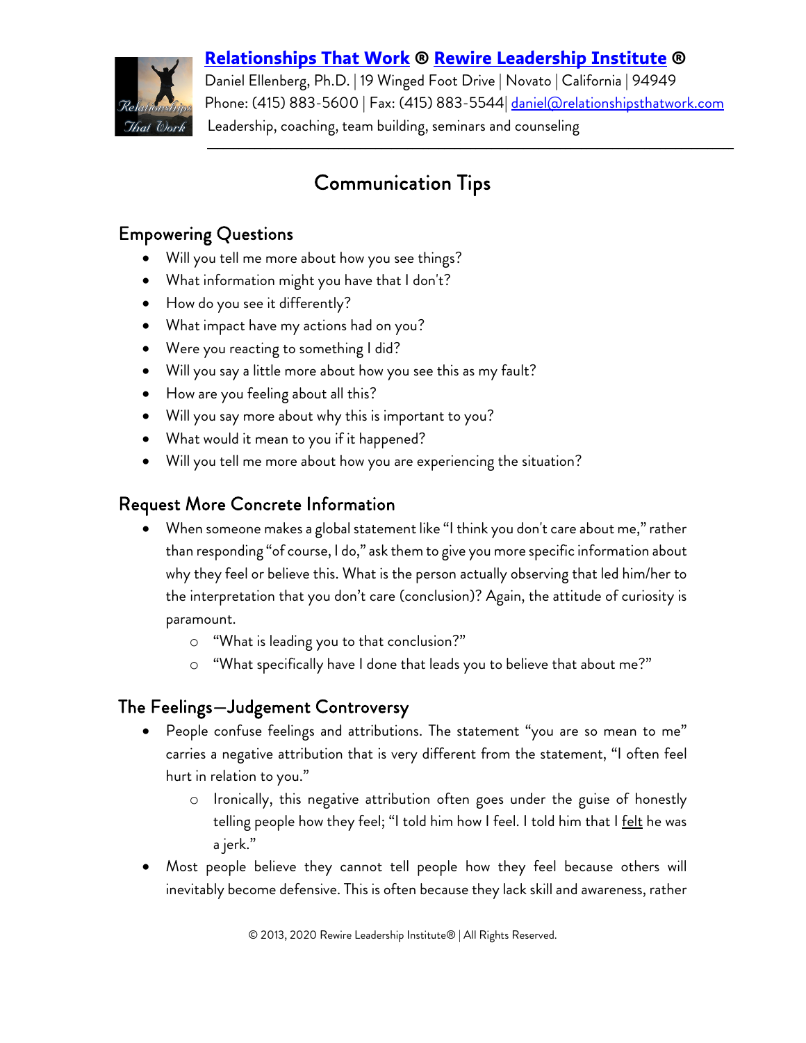**[Relationships That Work](#) ® [Rewire Leadership Institute](#) ®**
Daniel Ellenberg, Ph.D. | 19 Winged Foot Drive | Novato | California | 94949
Phone: (415) 883-5600 | Fax: (415) 883-5544| daniel@relationshipsthatwork.com
Leadership, coaching, team building, seminars and counseling

# Communication Tips

## Empowering Questions

- Will you tell me more about how you see things?
- What information might you have that I don't?
- How do you see it differently?
- What impact have my actions had on you?
- Were you reacting to something I did?
- Will you say a little more about how you see this as my fault?
- How are you feeling about all this?
- Will you say more about why this is important to you?
- What would it mean to you if it happened?
- Will you tell me more about how you are experiencing the situation?

## Request More Concrete Information

- When someone makes a global statement like "I think you don't care about me," rather than responding "of course, I do," ask them to give you more specific information about why they feel or believe this. What is the person actually observing that led him/her to the interpretation that you don't care (conclusion)? Again, the attitude of curiosity is paramount.
  - "What is leading you to that conclusion?"
  - "What specifically have I done that leads you to believe that about me?"

## The Feelings—Judgement Controversy

- People confuse feelings and attributions. The statement "you are so mean to me" carries a negative attribution that is very different from the statement, "I often feel hurt in relation to you."
  - Ironically, this negative attribution often goes under the guise of honestly telling people how they feel; "I told him how I feel. I told him that I felt he was a jerk."
- Most people believe they cannot tell people how they feel because others will inevitably become defensive. This is often because they lack skill and awareness, rather

© 2013, 2020 Rewire Leadership Institute® | All Rights Reserved.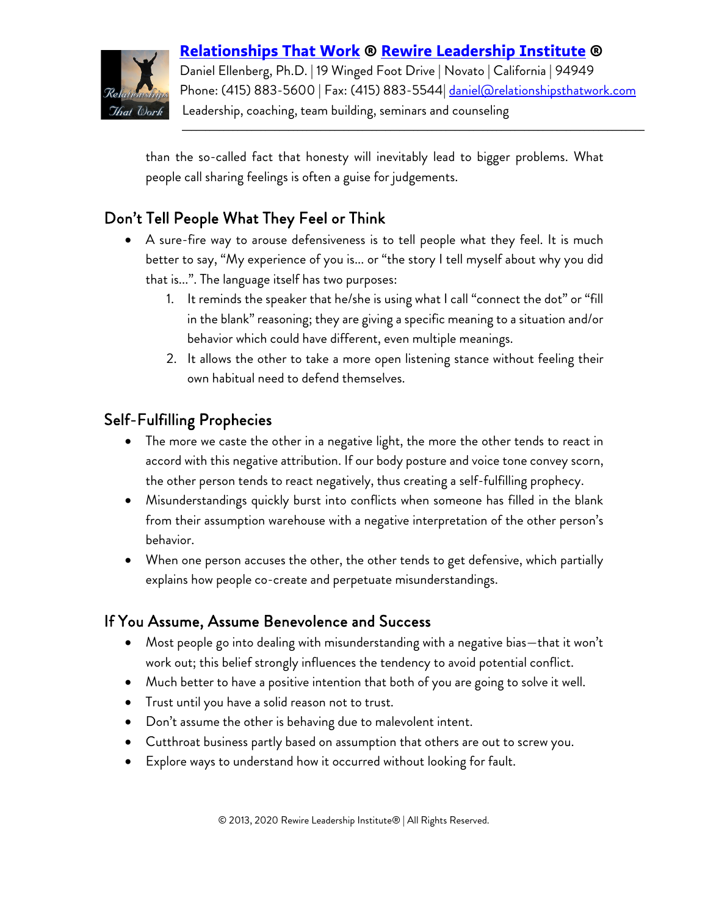than the so-called fact that honesty will inevitably lead to bigger problems. What people call sharing feelings is often a guise for judgements.

## Don't Tell People What They Feel or Think

- A sure-fire way to arouse defensiveness is to tell people what they feel. It is much better to say, "My experience of you is… or "the story I tell myself about why you did that is…". The language itself has two purposes:
  1. It reminds the speaker that he/she is using what I call "connect the dot" or "fill in the blank" reasoning; they are giving a specific meaning to a situation and/or behavior which could have different, even multiple meanings.
  2. It allows the other to take a more open listening stance without feeling their own habitual need to defend themselves.

## Self-Fulfilling Prophecies

- The more we caste the other in a negative light, the more the other tends to react in accord with this negative attribution. If our body posture and voice tone convey scorn, the other person tends to react negatively, thus creating a self-fulfilling prophecy.
- Misunderstandings quickly burst into conflicts when someone has filled in the blank from their assumption warehouse with a negative interpretation of the other person's behavior.
- When one person accuses the other, the other tends to get defensive, which partially explains how people co-create and perpetuate misunderstandings.

## If You Assume, Assume Benevolence and Success

- Most people go into dealing with misunderstanding with a negative bias—that it won't work out; this belief strongly influences the tendency to avoid potential conflict.
- Much better to have a positive intention that both of you are going to solve it well.
- Trust until you have a solid reason not to trust.
- Don't assume the other is behaving due to malevolent intent.
- Cutthroat business partly based on assumption that others are out to screw you.
- Explore ways to understand how it occurred without looking for fault.